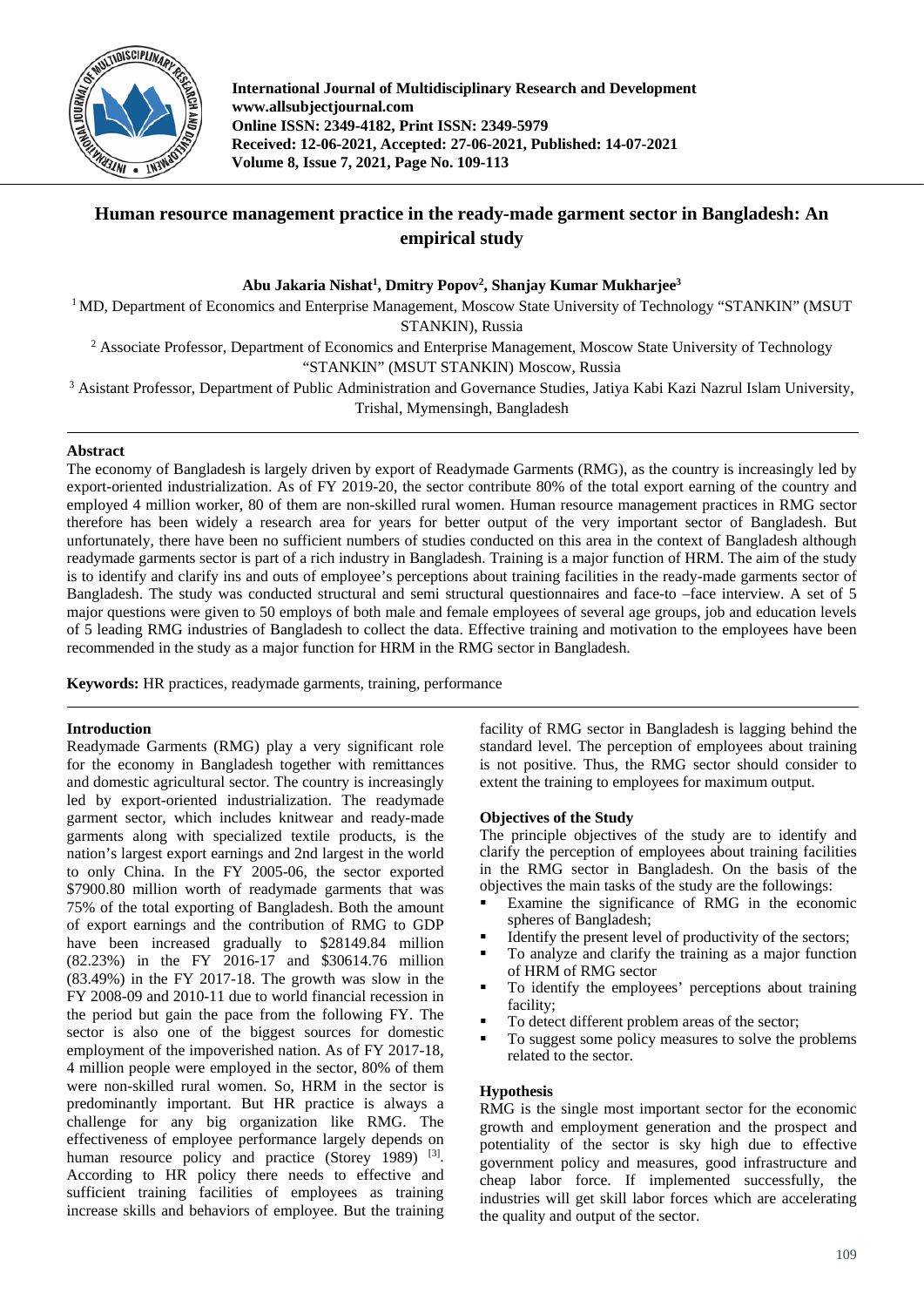International Journal of Multidisciplinary Research and Development
www.allsubjectjournal.com
Online ISSN: 2349-4182, Print ISSN: 2349-5979
Received: 12-06-2021, Accepted: 27-06-2021, Published: 14-07-2021
Volume 8, Issue 7, 2021, Page No. 109-113

# Human resource management practice in the ready-made garment sector in Bangladesh: An empirical study

**Abu Jakaria Nishat[1], Dmitry Popov[2], Shanjay Kumar Mukharjee[3]**

[1] MD, Department of Economics and Enterprise Management, Moscow State University of Technology "STANKIN" (MSUT STANKIN), Russia

[2] Associate Professor, Department of Economics and Enterprise Management, Moscow State University of Technology "STANKIN" (MSUT STANKIN) Moscow, Russia

[3] Asistant Professor, Department of Public Administration and Governance Studies, Jatiya Kabi Kazi Nazrul Islam University, Trishal, Mymensingh, Bangladesh

## Abstract

The economy of Bangladesh is largely driven by export of Readymade Garments (RMG), as the country is increasingly led by export-oriented industrialization. As of FY 2019-20, the sector contribute 80% of the total export earning of the country and employed 4 million worker, 80 of them are non-skilled rural women. Human resource management practices in RMG sector therefore has been widely a research area for years for better output of the very important sector of Bangladesh. But unfortunately, there have been no sufficient numbers of studies conducted on this area in the context of Bangladesh although readymade garments sector is part of a rich industry in Bangladesh. Training is a major function of HRM. The aim of the study is to identify and clarify ins and outs of employee's perceptions about training facilities in the ready-made garments sector of Bangladesh. The study was conducted structural and semi structural questionnaires and face-to –face interview. A set of 5 major questions were given to 50 employs of both male and female employees of several age groups, job and education levels of 5 leading RMG industries of Bangladesh to collect the data. Effective training and motivation to the employees have been recommended in the study as a major function for HRM in the RMG sector in Bangladesh.

**Keywords:** HR practices, readymade garments, training, performance

## Introduction

Readymade Garments (RMG) play a very significant role for the economy in Bangladesh together with remittances and domestic agricultural sector. The country is increasingly led by export-oriented industrialization. The readymade garment sector, which includes knitwear and ready-made garments along with specialized textile products, is the nation's largest export earnings and 2nd largest in the world to only China. In the FY 2005-06, the sector exported \$7900.80 million worth of readymade garments that was 75% of the total exporting of Bangladesh. Both the amount of export earnings and the contribution of RMG to GDP have been increased gradually to \$28149.84 million (82.23%) in the FY 2016-17 and \$30614.76 million (83.49%) in the FY 2017-18. The growth was slow in the FY 2008-09 and 2010-11 due to world financial recession in the period but gain the pace from the following FY. The sector is also one of the biggest sources for domestic employment of the impoverished nation. As of FY 2017-18, 4 million people were employed in the sector, 80% of them were non-skilled rural women. So, HRM in the sector is predominantly important. But HR practice is always a challenge for any big organization like RMG. The effectiveness of employee performance largely depends on human resource policy and practice (Storey 1989) [3]. According to HR policy there needs to effective and sufficient training facilities of employees as training increase skills and behaviors of employee. But the training facility of RMG sector in Bangladesh is lagging behind the standard level. The perception of employees about training is not positive. Thus, the RMG sector should consider to extent the training to employees for maximum output.

### Objectives of the Study

The principle objectives of the study are to identify and clarify the perception of employees about training facilities in the RMG sector in Bangladesh. On the basis of the objectives the main tasks of the study are the followings:

- Examine the significance of RMG in the economic spheres of Bangladesh;
- Identify the present level of productivity of the sectors;
- To analyze and clarify the training as a major function of HRM of RMG sector
- To identify the employees' perceptions about training facility;
- To detect different problem areas of the sector;
- To suggest some policy measures to solve the problems related to the sector.

### Hypothesis

RMG is the single most important sector for the economic growth and employment generation and the prospect and potentiality of the sector is sky high due to effective government policy and measures, good infrastructure and cheap labor force. If implemented successfully, the industries will get skill labor forces which are accelerating the quality and output of the sector.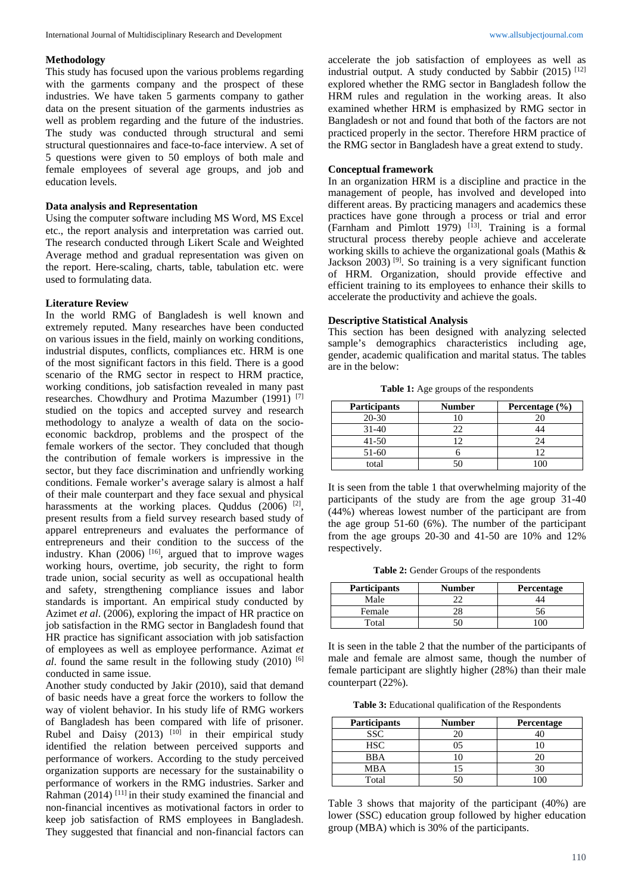### Methodology

This study has focused upon the various problems regarding with the garments company and the prospect of these industries. We have taken 5 garments company to gather data on the present situation of the garments industries as well as problem regarding and the future of the industries. The study was conducted through structural and semi structural questionnaires and face-to-face interview. A set of 5 questions were given to 50 employs of both male and female employees of several age groups, and job and education levels.

### Data analysis and Representation

Using the computer software including MS Word, MS Excel etc., the report analysis and interpretation was carried out. The research conducted through Likert Scale and Weighted Average method and gradual representation was given on the report. Here-scaling, charts, table, tabulation etc. were used to formulating data.

### Literature Review

In the world RMG of Bangladesh is well known and extremely reputed. Many researches have been conducted on various issues in the field, mainly on working conditions, industrial disputes, conflicts, compliances etc. HRM is one of the most significant factors in this field. There is a good scenario of the RMG sector in respect to HRM practice, working conditions, job satisfaction revealed in many past researches. Chowdhury and Protima Mazumber (1991) [7] studied on the topics and accepted survey and research methodology to analyze a wealth of data on the socio-economic backdrop, problems and the prospect of the female workers of the sector. They concluded that though the contribution of female workers is impressive in the sector, but they face discrimination and unfriendly working conditions. Female worker's average salary is almost a half of their male counterpart and they face sexual and physical harassments at the working places. Quddus (2006) [2], present results from a field survey research based study of apparel entrepreneurs and evaluates the performance of entrepreneurs and their condition to the success of the industry. Khan (2006) [16], argued that to improve wages working hours, overtime, job security, the right to form trade union, social security as well as occupational health and safety, strengthening compliance issues and labor standards is important. An empirical study conducted by Azimet *et al*. (2006), exploring the impact of HR practice on job satisfaction in the RMG sector in Bangladesh found that HR practice has significant association with job satisfaction of employees as well as employee performance. Azimat *et al*. found the same result in the following study (2010) [6] conducted in same issue.

Another study conducted by Jakir (2010), said that demand of basic needs have a great force the workers to follow the way of violent behavior. In his study life of RMG workers of Bangladesh has been compared with life of prisoner. Rubel and Daisy (2013) [10] in their empirical study identified the relation between perceived supports and performance of workers. According to the study perceived organization supports are necessary for the sustainability o performance of workers in the RMG industries. Sarker and Rahman (2014) [11] in their study examined the financial and non-financial incentives as motivational factors in order to keep job satisfaction of RMS employees in Bangladesh. They suggested that financial and non-financial factors can accelerate the job satisfaction of employees as well as industrial output. A study conducted by Sabbir (2015) [12] explored whether the RMG sector in Bangladesh follow the HRM rules and regulation in the working areas. It also examined whether HRM is emphasized by RMG sector in Bangladesh or not and found that both of the factors are not practiced properly in the sector. Therefore HRM practice of the RMG sector in Bangladesh have a great extend to study.

### Conceptual framework

In an organization HRM is a discipline and practice in the management of people, has involved and developed into different areas. By practicing managers and academics these practices have gone through a process or trial and error (Farnham and Pimlott 1979) [13]. Training is a formal structural process thereby people achieve and accelerate working skills to achieve the organizational goals (Mathis & Jackson 2003) [9]. So training is a very significant function of HRM. Organization, should provide effective and efficient training to its employees to enhance their skills to accelerate the productivity and achieve the goals.

### Descriptive Statistical Analysis

This section has been designed with analyzing selected sample's demographics characteristics including age, gender, academic qualification and marital status. The tables are in the below:

**Table 1:** Age groups of the respondents

| Participants | Number | Percentage (%) |
|---|---|---|
| 20-30 | 10 | 20 |
| 31-40 | 22 | 44 |
| 41-50 | 12 | 24 |
| 51-60 | 6 | 12 |
| total | 50 | 100 |

It is seen from the table 1 that overwhelming majority of the participants of the study are from the age group 31-40 (44%) whereas lowest number of the participant are from the age group 51-60 (6%). The number of the participant from the age groups 20-30 and 41-50 are 10% and 12% respectively.

**Table 2:** Gender Groups of the respondents

| Participants | Number | Percentage |
|---|---|---|
| Male | 22 | 44 |
| Female | 28 | 56 |
| Total | 50 | 100 |

It is seen in the table 2 that the number of the participants of male and female are almost same, though the number of female participant are slightly higher (28%) than their male counterpart (22%).

**Table 3:** Educational qualification of the Respondents

| Participants | Number | Percentage |
|---|---|---|
| SSC | 20 | 40 |
| HSC | 05 | 10 |
| BBA | 10 | 20 |
| MBA | 15 | 30 |
| Total | 50 | 100 |

Table 3 shows that majority of the participant (40%) are lower (SSC) education group followed by higher education group (MBA) which is 30% of the participants.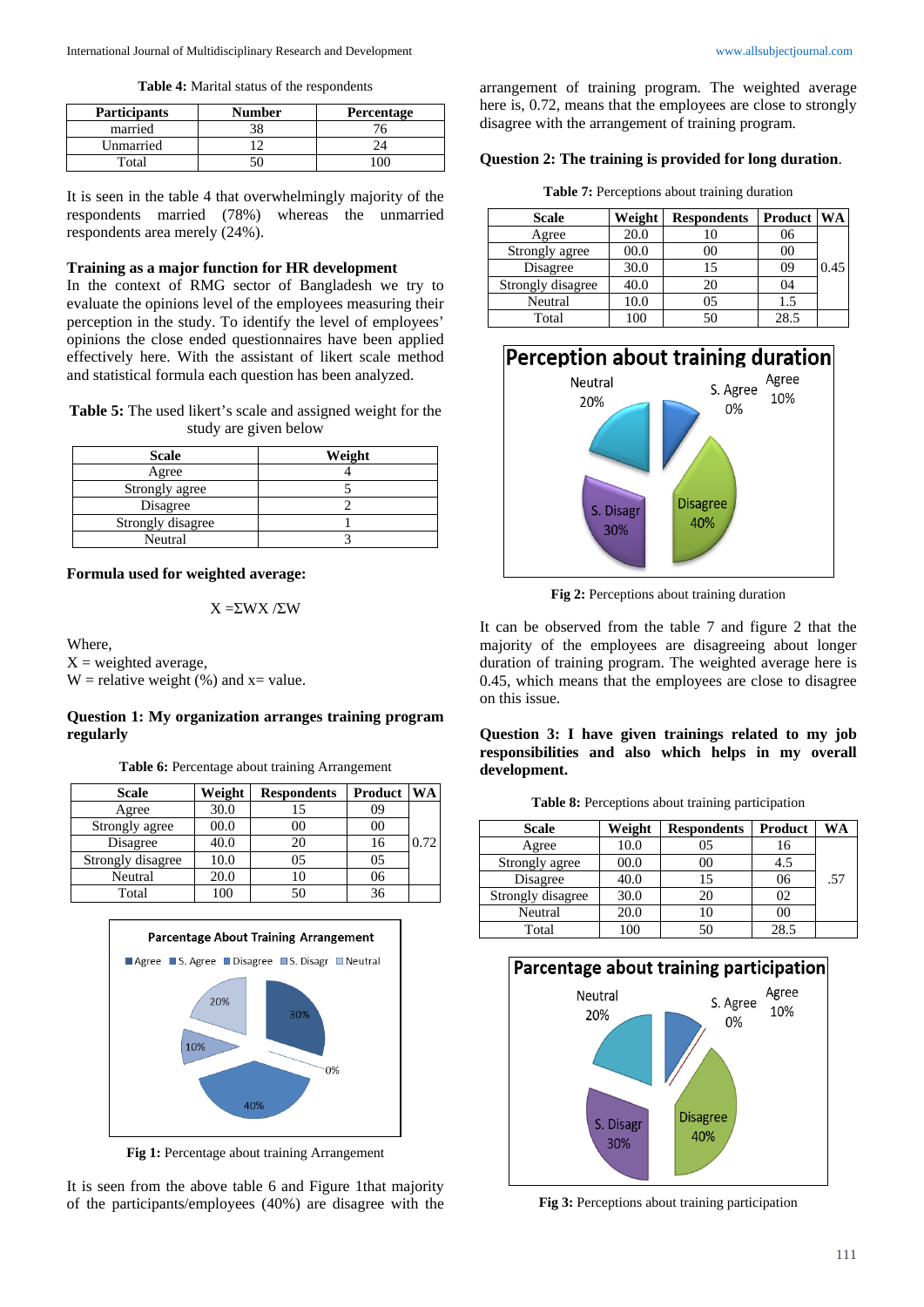**Table 4:** Marital status of the respondents

| Participants | Number | Percentage |
|---|---|---|
| married | 38 | 76 |
| Unmarried | 12 | 24 |
| Total | 50 | 100 |

It is seen in the table 4 that overwhelmingly majority of the respondents married (78%) whereas the unmarried respondents area merely (24%).

### Training as a major function for HR development

In the context of RMG sector of Bangladesh we try to evaluate the opinions level of the employees measuring their perception in the study. To identify the level of employees' opinions the close ended questionnaires have been applied effectively here. With the assistant of likert scale method and statistical formula each question has been analyzed.

**Table 5:** The used likert's scale and assigned weight for the study are given below

| Scale | Weight |
|---|---|
| Agree | 4 |
| Strongly agree | 5 |
| Disagree | 2 |
| Strongly disagree | 1 |
| Neutral | 3 |

**Formula used for weighted average:**

$$X = \Sigma WX / \Sigma W$$

Where,
X = weighted average,
W = relative weight (%) and x= value.

**Question 1: My organization arranges training program regularly**

**Table 6:** Percentage about training Arrangement

| Scale | Weight | Respondents | Product | WA |
|---|---|---|---|---|
| Agree | 30.0 | 15 | 09 | 0.72 |
| Strongly agree | 00.0 | 00 | 00 | |
| Disagree | 40.0 | 20 | 16 | |
| Strongly disagree | 10.0 | 05 | 05 | |
| Neutral | 20.0 | 10 | 06 | |
| Total | 100 | 50 | 36 | |

**Fig 1:** Percentage about training Arrangement

It is seen from the above table 6 and Figure 1that majority of the participants/employees (40%) are disagree with the arrangement of training program. The weighted average here is, 0.72, means that the employees are close to strongly disagree with the arrangement of training program.

**Question 2: The training is provided for long duration**.

**Table 7:** Perceptions about training duration

| Scale | Weight | Respondents | Product | WA |
|---|---|---|---|---|
| Agree | 20.0 | 10 | 06 | 0.45 |
| Strongly agree | 00.0 | 00 | 00 | |
| Disagree | 30.0 | 15 | 09 | |
| Strongly disagree | 40.0 | 20 | 04 | |
| Neutral | 10.0 | 05 | 1.5 | |
| Total | 100 | 50 | 28.5 | |

**Fig 2:** Perceptions about training duration

It can be observed from the table 7 and figure 2 that the majority of the employees are disagreeing about longer duration of training program. The weighted average here is 0.45, which means that the employees are close to disagree on this issue.

**Question 3: I have given trainings related to my job responsibilities and also which helps in my overall development.**

**Table 8:** Perceptions about training participation

| Scale | Weight | Respondents | Product | WA |
|---|---|---|---|---|
| Agree | 10.0 | 05 | 16 | .57 |
| Strongly agree | 00.0 | 00 | 4.5 | |
| Disagree | 40.0 | 15 | 06 | |
| Strongly disagree | 30.0 | 20 | 02 | |
| Neutral | 20.0 | 10 | 00 | |
| Total | 100 | 50 | 28.5 | |

**Fig 3:** Perceptions about training participation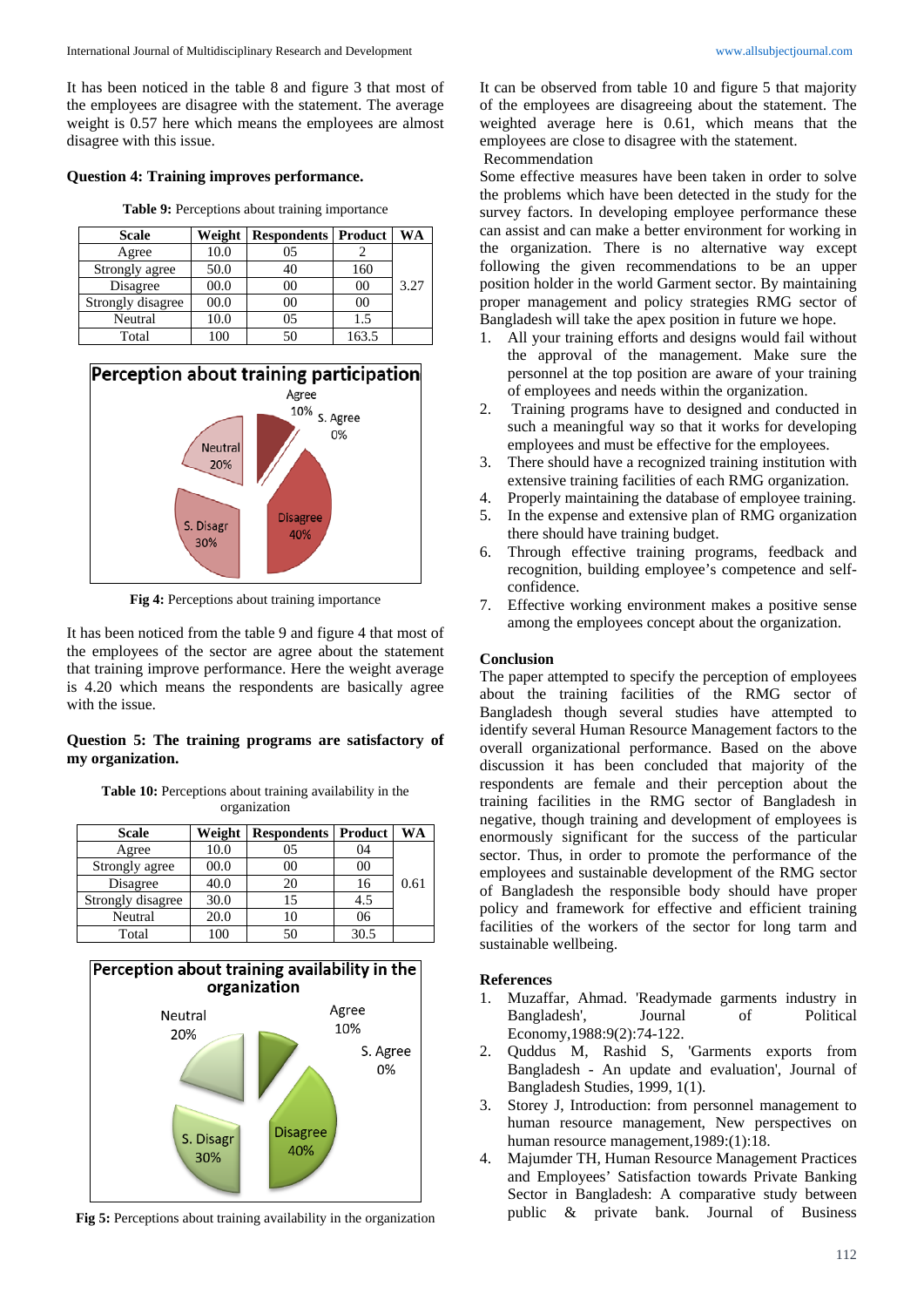It has been noticed in the table 8 and figure 3 that most of the employees are disagree with the statement. The average weight is 0.57 here which means the employees are almost disagree with this issue.

**Question 4: Training improves performance.**

**Table 9:** Perceptions about training importance

| Scale | Weight | Respondents | Product | WA |
|---|---|---|---|---|
| Agree | 10.0 | 05 | 2 | 3.27 |
| Strongly agree | 50.0 | 40 | 160 | |
| Disagree | 00.0 | 00 | 00 | |
| Strongly disagree | 00.0 | 00 | 00 | |
| Neutral | 10.0 | 05 | 1.5 | |
| Total | 100 | 50 | 163.5 | |

**Fig 4:** Perceptions about training importance

It has been noticed from the table 9 and figure 4 that most of the employees of the sector are agree about the statement that training improve performance. Here the weight average is 4.20 which means the respondents are basically agree with the issue.

**Question 5: The training programs are satisfactory of my organization.**

**Table 10:** Perceptions about training availability in the organization

| Scale | Weight | Respondents | Product | WA |
|---|---|---|---|---|
| Agree | 10.0 | 05 | 04 | 0.61 |
| Strongly agree | 00.0 | 00 | 00 | |
| Disagree | 40.0 | 20 | 16 | |
| Strongly disagree | 30.0 | 15 | 4.5 | |
| Neutral | 20.0 | 10 | 06 | |
| Total | 100 | 50 | 30.5 | |

**Fig 5:** Perceptions about training availability in the organization

It can be observed from table 10 and figure 5 that majority of the employees are disagreeing about the statement. The weighted average here is 0.61, which means that the employees are close to disagree with the statement.

Recommendation

Some effective measures have been taken in order to solve the problems which have been detected in the study for the survey factors. In developing employee performance these can assist and can make a better environment for working in the organization. There is no alternative way except following the given recommendations to be an upper position holder in the world Garment sector. By maintaining proper management and policy strategies RMG sector of Bangladesh will take the apex position in future we hope.

1. All your training efforts and designs would fail without the approval of the management. Make sure the personnel at the top position are aware of your training of employees and needs within the organization.
2. Training programs have to designed and conducted in such a meaningful way so that it works for developing employees and must be effective for the employees.
3. There should have a recognized training institution with extensive training facilities of each RMG organization.
4. Properly maintaining the database of employee training.
5. In the expense and extensive plan of RMG organization there should have training budget.
6. Through effective training programs, feedback and recognition, building employee's competence and self-confidence.
7. Effective working environment makes a positive sense among the employees concept about the organization.

## Conclusion

The paper attempted to specify the perception of employees about the training facilities of the RMG sector of Bangladesh though several studies have attempted to identify several Human Resource Management factors to the overall organizational performance. Based on the above discussion it has been concluded that majority of the respondents are female and their perception about the training facilities in the RMG sector of Bangladesh in negative, though training and development of employees is enormously significant for the success of the particular sector. Thus, in order to promote the performance of the employees and sustainable development of the RMG sector of Bangladesh the responsible body should have proper policy and framework for effective and efficient training facilities of the workers of the sector for long tarm and sustainable wellbeing.

## References

1. Muzaffar, Ahmad. 'Readymade garments industry in Bangladesh', Journal of Political Economy,1988:9(2):74-122.
2. Quddus M, Rashid S, 'Garments exports from Bangladesh - An update and evaluation', Journal of Bangladesh Studies, 1999, 1(1).
3. Storey J, Introduction: from personnel management to human resource management, New perspectives on human resource management,1989:(1):18.
4. Majumder TH, Human Resource Management Practices and Employees' Satisfaction towards Private Banking Sector in Bangladesh: A comparative study between public & private bank. Journal of Business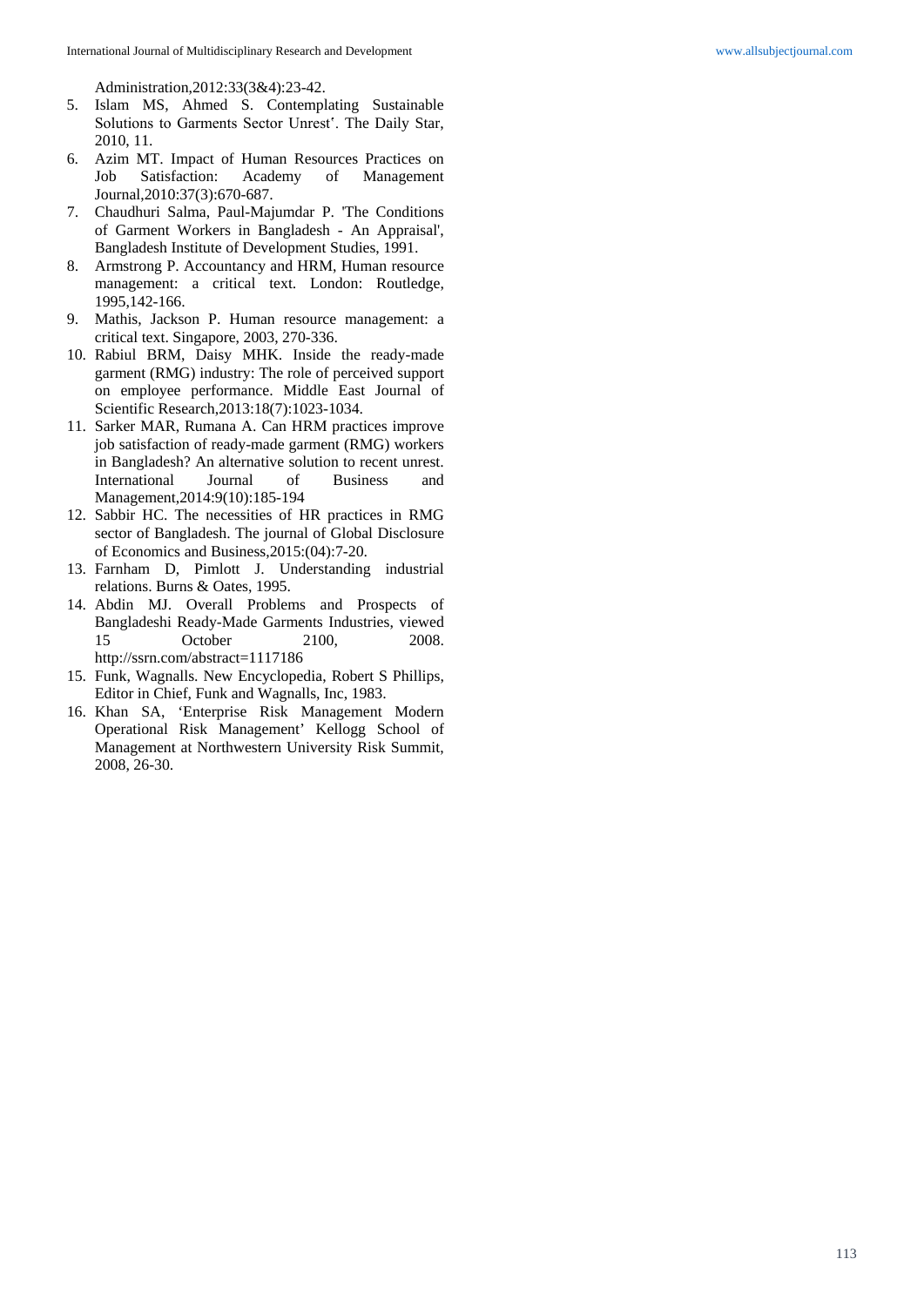Administration,2012:33(3&4):23-42.

5. Islam MS, Ahmed S. Contemplating Sustainable Solutions to Garments Sector Unrest'. The Daily Star, 2010, 11.
6. Azim MT. Impact of Human Resources Practices on Job Satisfaction: Academy of Management Journal,2010:37(3):670-687.
7. Chaudhuri Salma, Paul-Majumdar P. 'The Conditions of Garment Workers in Bangladesh - An Appraisal', Bangladesh Institute of Development Studies, 1991.
8. Armstrong P. Accountancy and HRM, Human resource management: a critical text. London: Routledge, 1995,142-166.
9. Mathis, Jackson P. Human resource management: a critical text. Singapore, 2003, 270-336.
10. Rabiul BRM, Daisy MHK. Inside the ready-made garment (RMG) industry: The role of perceived support on employee performance. Middle East Journal of Scientific Research,2013:18(7):1023-1034.
11. Sarker MAR, Rumana A. Can HRM practices improve job satisfaction of ready-made garment (RMG) workers in Bangladesh? An alternative solution to recent unrest. International Journal of Business and Management,2014:9(10):185-194
12. Sabbir HC. The necessities of HR practices in RMG sector of Bangladesh. The journal of Global Disclosure of Economics and Business,2015:(04):7-20.
13. Farnham D, Pimlott J. Understanding industrial relations. Burns & Oates, 1995.
14. Abdin MJ. Overall Problems and Prospects of Bangladeshi Ready-Made Garments Industries, viewed 15 October 2100, 2008. http://ssrn.com/abstract=1117186
15. Funk, Wagnalls. New Encyclopedia, Robert S Phillips, Editor in Chief, Funk and Wagnalls, Inc, 1983.
16. Khan SA, 'Enterprise Risk Management Modern Operational Risk Management' Kellogg School of Management at Northwestern University Risk Summit, 2008, 26-30.